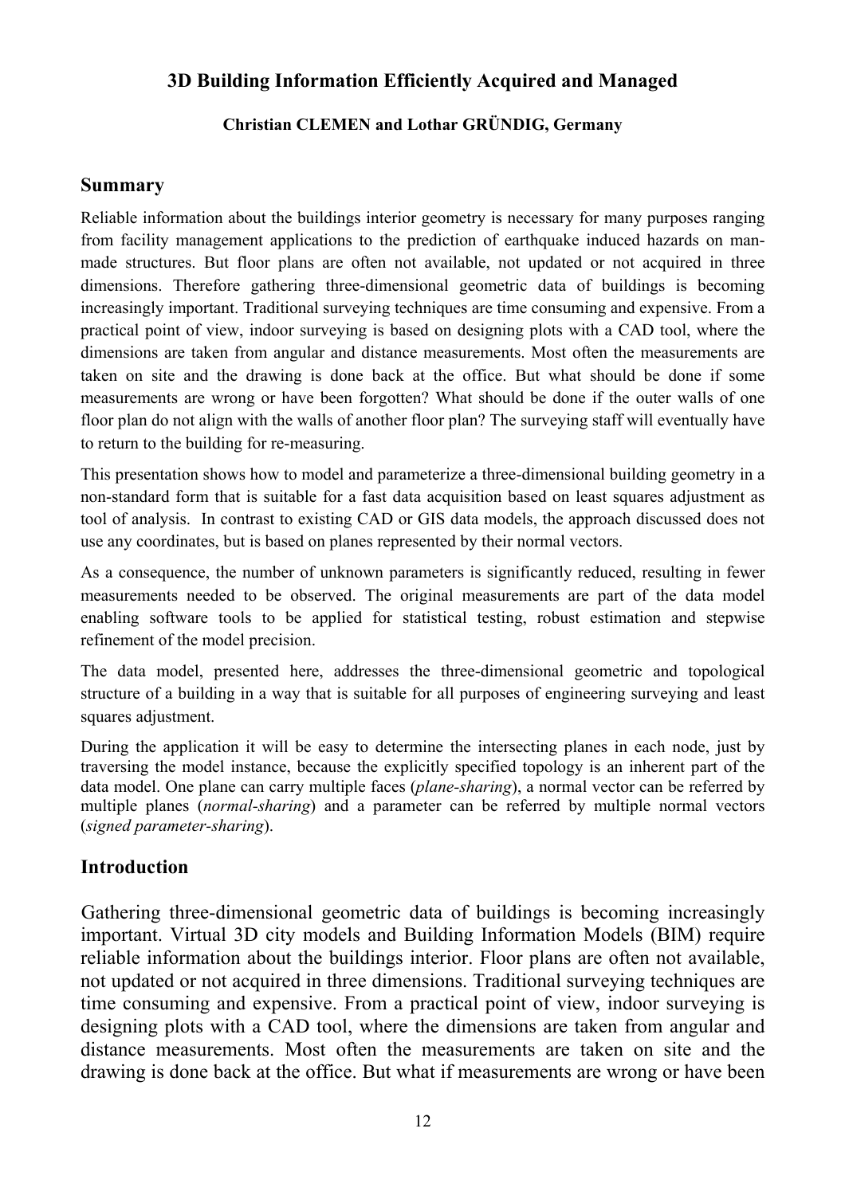# 3D Building Information Efficiently Acquired and Managed

**Christian CLEMEN and Lothar GRÜNDIG, Germany**

## Summary

Reliable information about the buildings interior geometry is necessary for many purposes ranging from facility management applications to the prediction of earthquake induced hazards on man-made structures. But floor plans are often not available, not updated or not acquired in three dimensions. Therefore gathering three-dimensional geometric data of buildings is becoming increasingly important. Traditional surveying techniques are time consuming and expensive. From a practical point of view, indoor surveying is based on designing plots with a CAD tool, where the dimensions are taken from angular and distance measurements. Most often the measurements are taken on site and the drawing is done back at the office. But what should be done if some measurements are wrong or have been forgotten? What should be done if the outer walls of one floor plan do not align with the walls of another floor plan? The surveying staff will eventually have to return to the building for re-measuring.

This presentation shows how to model and parameterize a three-dimensional building geometry in a non-standard form that is suitable for a fast data acquisition based on least squares adjustment as tool of analysis. In contrast to existing CAD or GIS data models, the approach discussed does not use any coordinates, but is based on planes represented by their normal vectors.

As a consequence, the number of unknown parameters is significantly reduced, resulting in fewer measurements needed to be observed. The original measurements are part of the data model enabling software tools to be applied for statistical testing, robust estimation and stepwise refinement of the model precision.

The data model, presented here, addresses the three-dimensional geometric and topological structure of a building in a way that is suitable for all purposes of engineering surveying and least squares adjustment.

During the application it will be easy to determine the intersecting planes in each node, just by traversing the model instance, because the explicitly specified topology is an inherent part of the data model. One plane can carry multiple faces (*plane-sharing*), a normal vector can be referred by multiple planes (*normal-sharing*) and a parameter can be referred by multiple normal vectors (*signed parameter-sharing*).

## Introduction

Gathering three-dimensional geometric data of buildings is becoming increasingly important. Virtual 3D city models and Building Information Models (BIM) require reliable information about the buildings interior. Floor plans are often not available, not updated or not acquired in three dimensions. Traditional surveying techniques are time consuming and expensive. From a practical point of view, indoor surveying is designing plots with a CAD tool, where the dimensions are taken from angular and distance measurements. Most often the measurements are taken on site and the drawing is done back at the office. But what if measurements are wrong or have been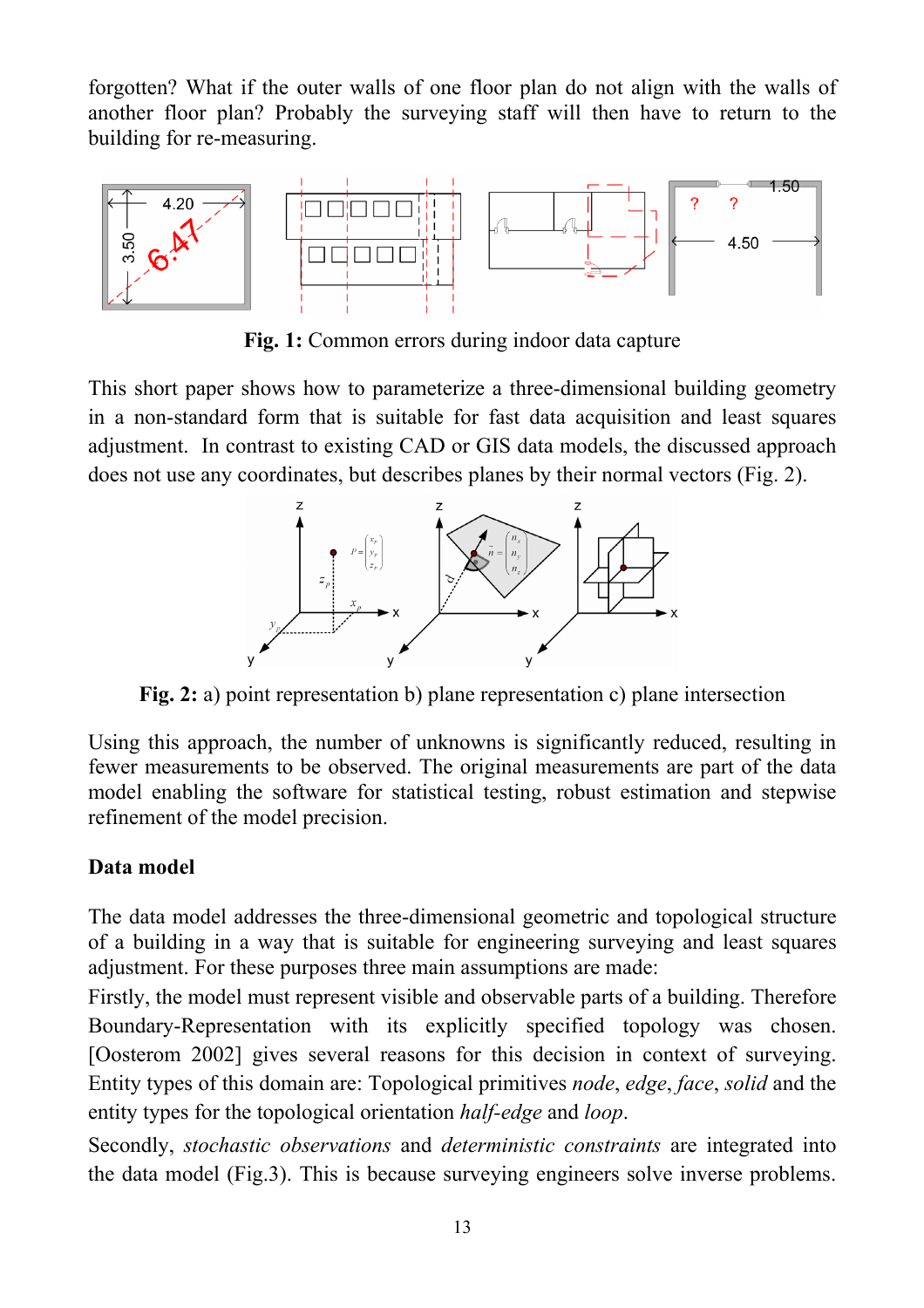forgotten? What if the outer walls of one floor plan do not align with the walls of another floor plan? Probably the surveying staff will then have to return to the building for re-measuring.

**Fig. 1:** Common errors during indoor data capture

This short paper shows how to parameterize a three-dimensional building geometry in a non-standard form that is suitable for fast data acquisition and least squares adjustment. In contrast to existing CAD or GIS data models, the discussed approach does not use any coordinates, but describes planes by their normal vectors (Fig. 2).

**Fig. 2:** a) point representation b) plane representation c) plane intersection

Using this approach, the number of unknowns is significantly reduced, resulting in fewer measurements to be observed. The original measurements are part of the data model enabling the software for statistical testing, robust estimation and stepwise refinement of the model precision.

## Data model

The data model addresses the three-dimensional geometric and topological structure of a building in a way that is suitable for engineering surveying and least squares adjustment. For these purposes three main assumptions are made:

Firstly, the model must represent visible and observable parts of a building. Therefore Boundary-Representation with its explicitly specified topology was chosen. [Oosterom 2002] gives several reasons for this decision in context of surveying. Entity types of this domain are: Topological primitives *node*, *edge*, *face*, *solid* and the entity types for the topological orientation *half-edge* and *loop*.

Secondly, *stochastic observations* and *deterministic constraints* are integrated into the data model (Fig.3). This is because surveying engineers solve inverse problems.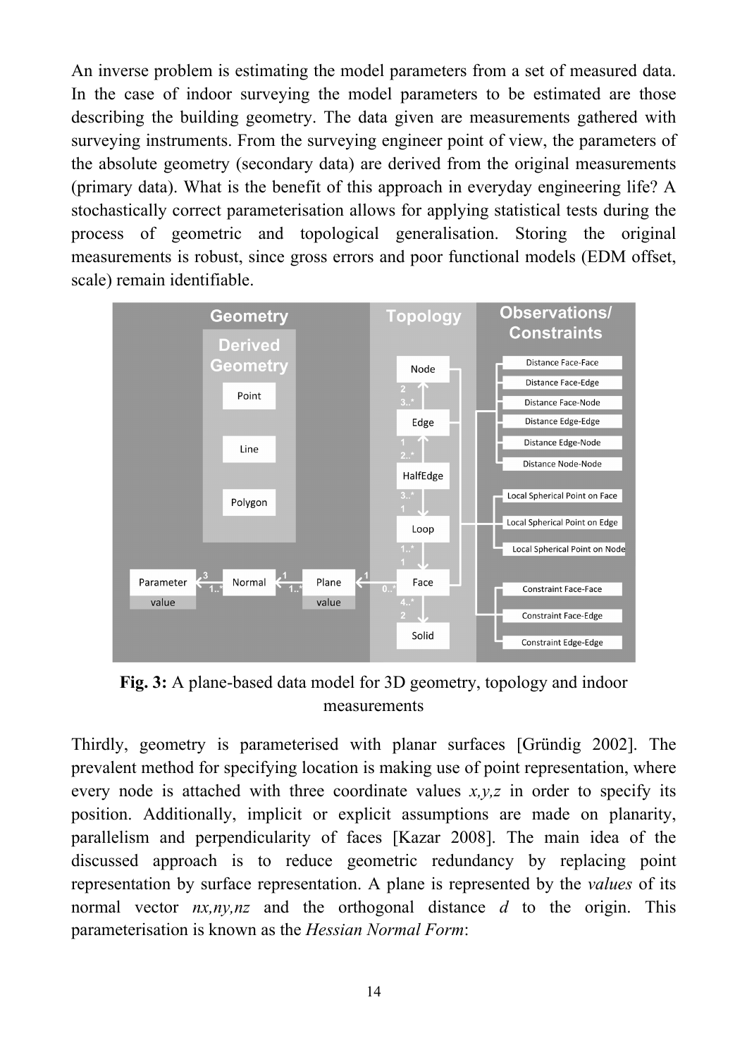An inverse problem is estimating the model parameters from a set of measured data. In the case of indoor surveying the model parameters to be estimated are those describing the building geometry. The data given are measurements gathered with surveying instruments. From the surveying engineer point of view, the parameters of the absolute geometry (secondary data) are derived from the original measurements (primary data). What is the benefit of this approach in everyday engineering life? A stochastically correct parameterisation allows for applying statistical tests during the process of geometric and topological generalisation. Storing the original measurements is robust, since gross errors and poor functional models (EDM offset, scale) remain identifiable.

**Fig. 3:** A plane-based data model for 3D geometry, topology and indoor measurements

Thirdly, geometry is parameterised with planar surfaces [Gründig 2002]. The prevalent method for specifying location is making use of point representation, where every node is attached with three coordinate values *x,y,z* in order to specify its position. Additionally, implicit or explicit assumptions are made on planarity, parallelism and perpendicularity of faces [Kazar 2008]. The main idea of the discussed approach is to reduce geometric redundancy by replacing point representation by surface representation. A plane is represented by the *values* of its normal vector *nx,ny,nz* and the orthogonal distance *d* to the origin. This parameterisation is known as the *Hessian Normal Form*: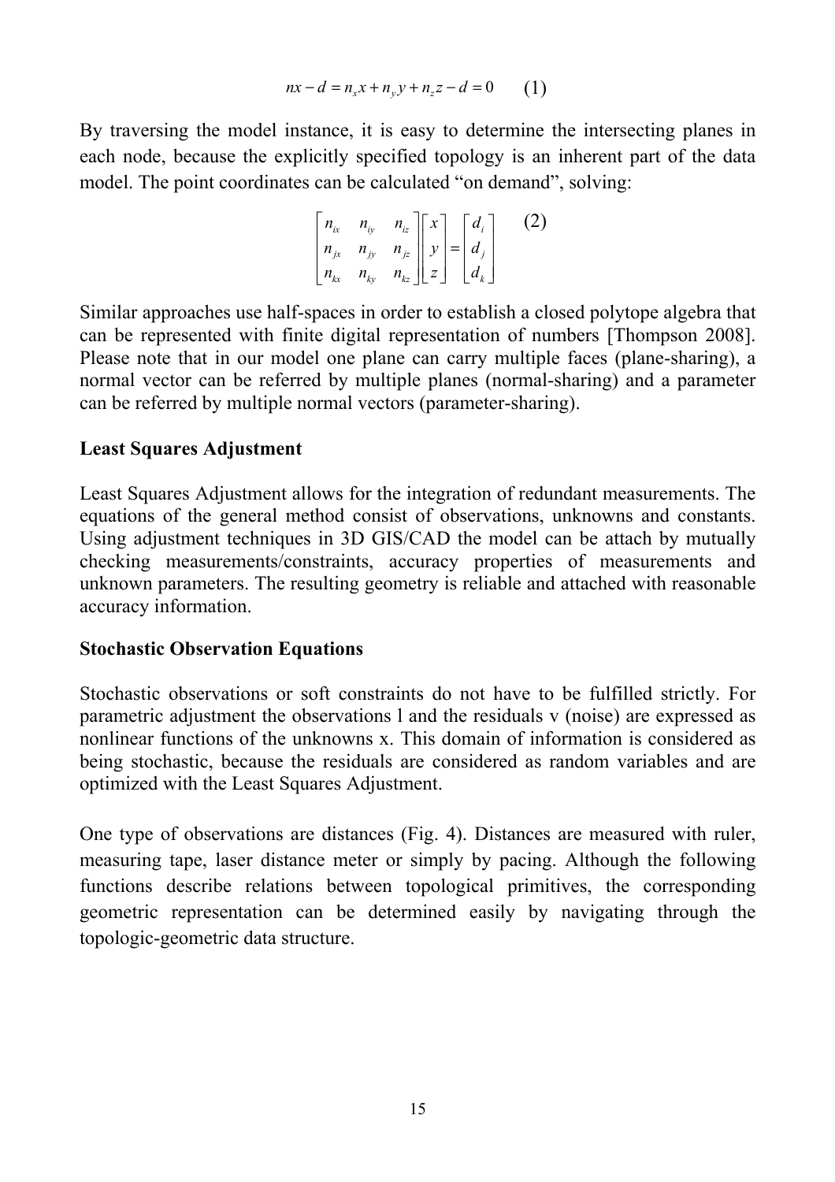$$nx - d = n_x x + n_y y + n_z z - d = 0 \qquad (1)$$

By traversing the model instance, it is easy to determine the intersecting planes in each node, because the explicitly specified topology is an inherent part of the data model. The point coordinates can be calculated "on demand", solving:

$$\begin{bmatrix} n_{ix} & n_{iy} & n_{iz} \\ n_{jx} & n_{jy} & n_{jz} \\ n_{kx} & n_{ky} & n_{kz} \end{bmatrix} \begin{bmatrix} x \\ y \\ z \end{bmatrix} = \begin{bmatrix} d_i \\ d_j \\ d_k \end{bmatrix} \qquad (2)$$

Similar approaches use half-spaces in order to establish a closed polytope algebra that can be represented with finite digital representation of numbers [Thompson 2008]. Please note that in our model one plane can carry multiple faces (plane-sharing), a normal vector can be referred by multiple planes (normal-sharing) and a parameter can be referred by multiple normal vectors (parameter-sharing).

**Least Squares Adjustment**

Least Squares Adjustment allows for the integration of redundant measurements. The equations of the general method consist of observations, unknowns and constants. Using adjustment techniques in 3D GIS/CAD the model can be attach by mutually checking measurements/constraints, accuracy properties of measurements and unknown parameters. The resulting geometry is reliable and attached with reasonable accuracy information.

**Stochastic Observation Equations**

Stochastic observations or soft constraints do not have to be fulfilled strictly. For parametric adjustment the observations l and the residuals v (noise) are expressed as nonlinear functions of the unknowns x. This domain of information is considered as being stochastic, because the residuals are considered as random variables and are optimized with the Least Squares Adjustment.

One type of observations are distances (Fig. 4). Distances are measured with ruler, measuring tape, laser distance meter or simply by pacing. Although the following functions describe relations between topological primitives, the corresponding geometric representation can be determined easily by navigating through the topologic-geometric data structure.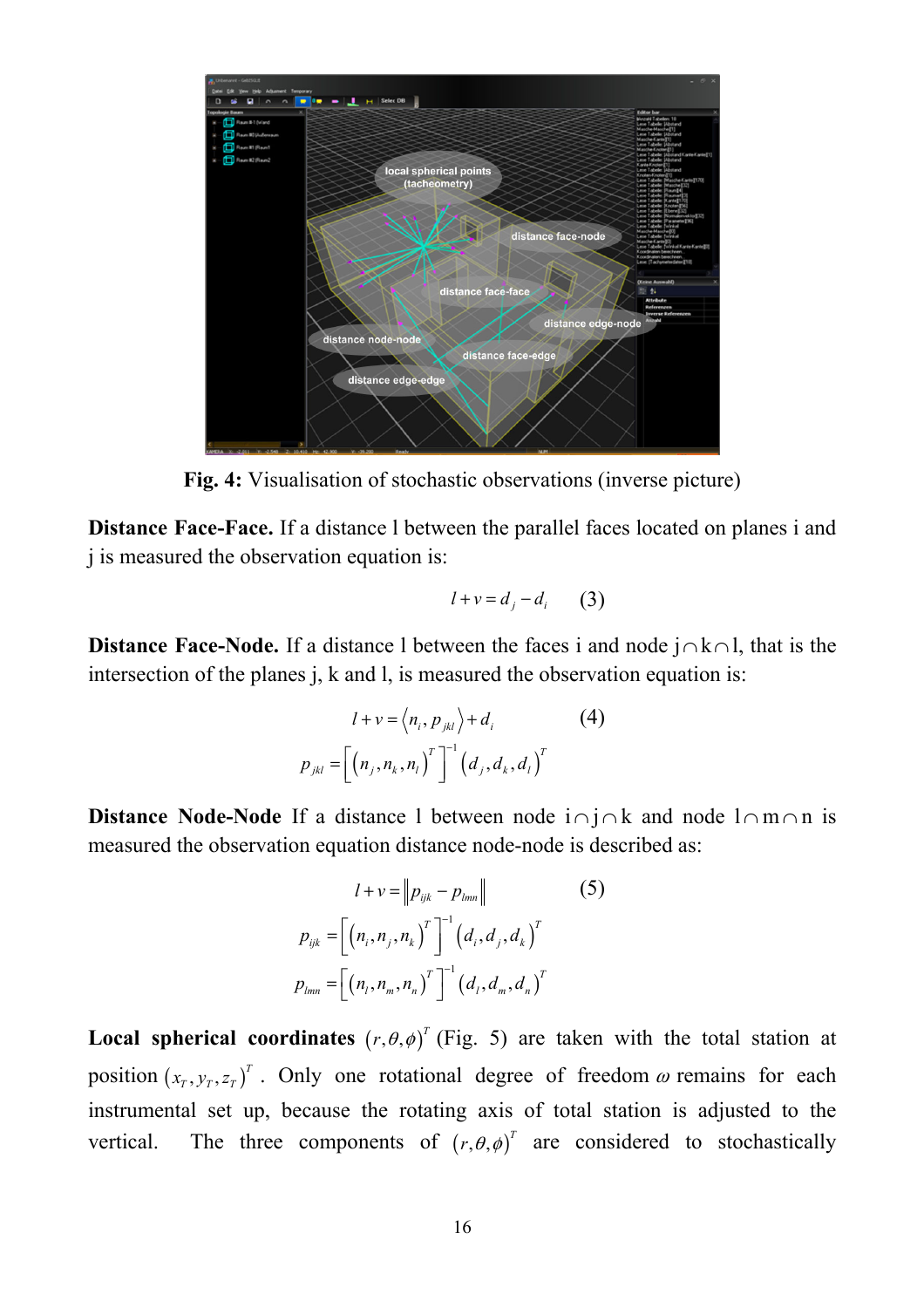**Fig. 4:** Visualisation of stochastic observations (inverse picture)

**Distance Face-Face.** If a distance l between the parallel faces located on planes i and j is measured the observation equation is:

$$l + v = d_j - d_i \qquad (3)$$

**Distance Face-Node.** If a distance l between the faces i and node $j \cap k \cap l$, that is the intersection of the planes j, k and l, is measured the observation equation is:

$$l + v = \langle n_i, p_{jkl} \rangle + d_i \qquad (4)$$

$$p_{jkl} = \left[ \left( n_j, n_k, n_l \right)^T \right]^{-1} \left( d_j, d_k, d_l \right)^T$$

**Distance Node-Node** If a distance l between node $i \cap j \cap k$ and node $l \cap m \cap n$ is measured the observation equation distance node-node is described as:

$$l + v = \left\| p_{ijk} - p_{lmn} \right\| \qquad (5)$$

$$p_{ijk} = \left[ \left( n_i, n_j, n_k \right)^T \right]^{-1} \left( d_i, d_j, d_k \right)^T$$

$$p_{lmn} = \left[ \left( n_l, n_m, n_n \right)^T \right]^{-1} \left( d_l, d_m, d_n \right)^T$$

**Local spherical coordinates** $(r, \theta, \phi)^T$ (Fig. 5) are taken with the total station at position $(x_T, y_T, z_T)^T$. Only one rotational degree of freedom $\omega$ remains for each instrumental set up, because the rotating axis of total station is adjusted to the vertical. The three components of $(r, \theta, \phi)^T$ are considered to stochastically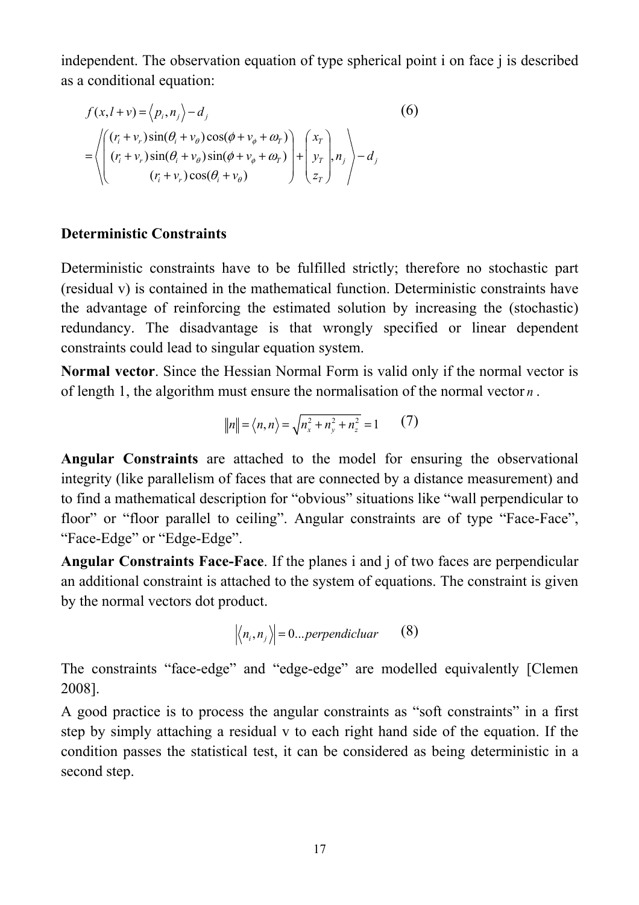independent. The observation equation of type spherical point i on face j is described as a conditional equation:

$$
\begin{aligned}
f(x, l+v) &= \langle p_i, n_j \rangle - d_j \\
&= \left\langle \begin{pmatrix} (r_i + v_r)\sin(\theta_i + v_\theta)\cos(\phi + v_\phi + \omega_T) \\ (r_i + v_r)\sin(\theta_i + v_\theta)\sin(\phi + v_\phi + \omega_T) \\ (r_i + v_r)\cos(\theta_i + v_\theta) \end{pmatrix} + \begin{pmatrix} x_T \\ y_T \\ z_T \end{pmatrix}, n_j \right\rangle - d_j
\end{aligned} \tag{6}
$$

**Deterministic Constraints**

Deterministic constraints have to be fulfilled strictly; therefore no stochastic part (residual v) is contained in the mathematical function. Deterministic constraints have the advantage of reinforcing the estimated solution by increasing the (stochastic) redundancy. The disadvantage is that wrongly specified or linear dependent constraints could lead to singular equation system.

**Normal vector**. Since the Hessian Normal Form is valid only if the normal vector is of length 1, the algorithm must ensure the normalisation of the normal vector $n$.

$$\|n\| = \langle n, n \rangle = \sqrt{n_x^2 + n_y^2 + n_z^2} = 1 \tag{7}$$

**Angular Constraints** are attached to the model for ensuring the observational integrity (like parallelism of faces that are connected by a distance measurement) and to find a mathematical description for "obvious" situations like "wall perpendicular to floor" or "floor parallel to ceiling". Angular constraints are of type "Face-Face", "Face-Edge" or "Edge-Edge".

**Angular Constraints Face-Face**. If the planes i and j of two faces are perpendicular an additional constraint is attached to the system of equations. The constraint is given by the normal vectors dot product.

$$\left| \langle n_i, n_j \rangle \right| = 0 \ldots perpendicluar \tag{8}$$

The constraints "face-edge" and "edge-edge" are modelled equivalently [Clemen 2008].

A good practice is to process the angular constraints as "soft constraints" in a first step by simply attaching a residual v to each right hand side of the equation. If the condition passes the statistical test, it can be considered as being deterministic in a second step.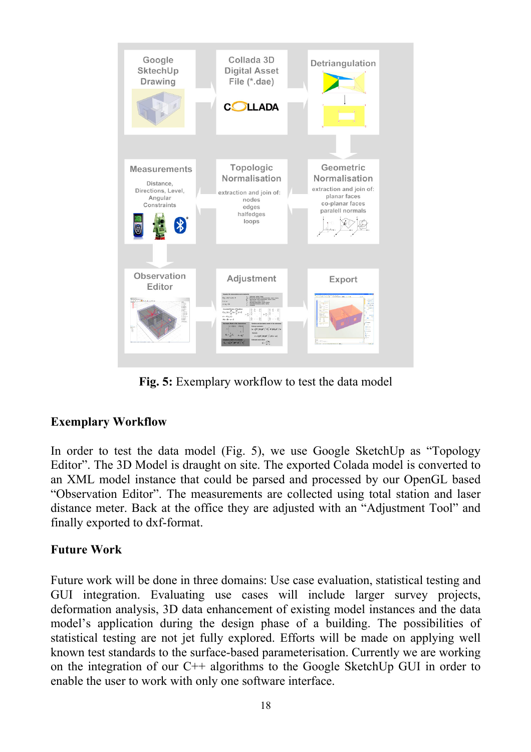**Fig. 5:** Exemplary workflow to test the data model

## Exemplary Workflow

In order to test the data model (Fig. 5), we use Google SketchUp as "Topology Editor". The 3D Model is draught on site. The exported Colada model is converted to an XML model instance that could be parsed and processed by our OpenGL based "Observation Editor". The measurements are collected using total station and laser distance meter. Back at the office they are adjusted with an "Adjustment Tool" and finally exported to dxf-format.

## Future Work

Future work will be done in three domains: Use case evaluation, statistical testing and GUI integration. Evaluating use cases will include larger survey projects, deformation analysis, 3D data enhancement of existing model instances and the data model's application during the design phase of a building. The possibilities of statistical testing are not jet fully explored. Efforts will be made on applying well known test standards to the surface-based parameterisation. Currently we are working on the integration of our C++ algorithms to the Google SketchUp GUI in order to enable the user to work with only one software interface.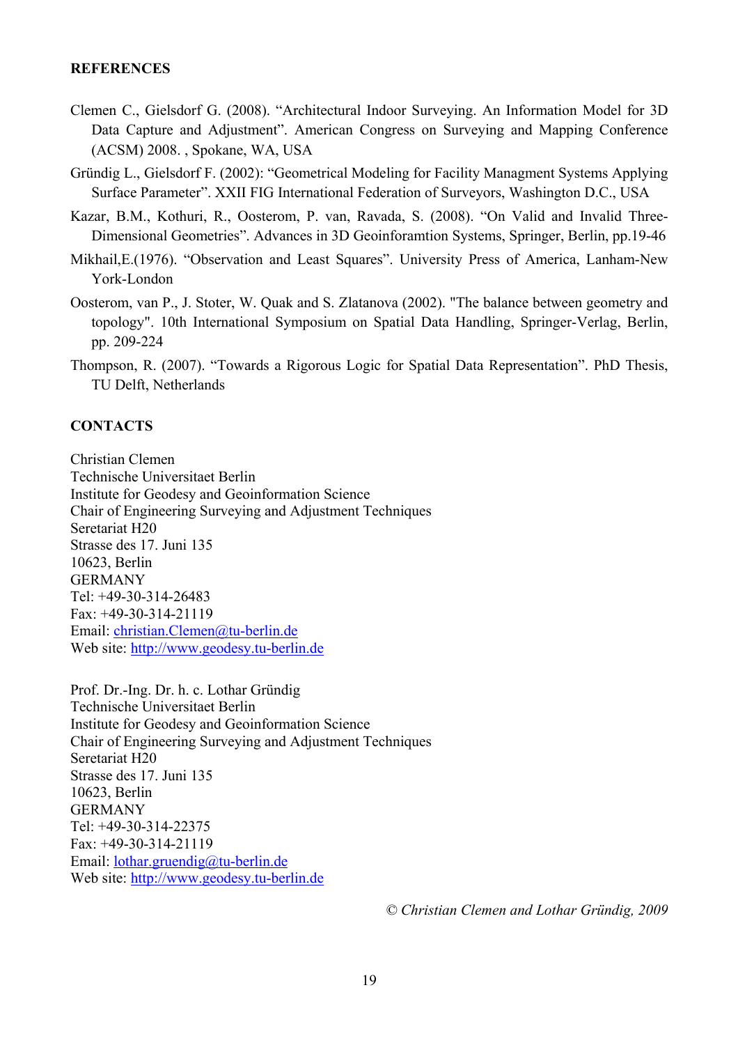## REFERENCES

Clemen C., Gielsdorf G. (2008). “Architectural Indoor Surveying. An Information Model for 3D Data Capture and Adjustment”. American Congress on Surveying and Mapping Conference (ACSM) 2008. , Spokane, WA, USA

Gründig L., Gielsdorf F. (2002): “Geometrical Modeling for Facility Managment Systems Applying Surface Parameter”. XXII FIG International Federation of Surveyors, Washington D.C., USA

Kazar, B.M., Kothuri, R., Oosterom, P. van, Ravada, S. (2008). “On Valid and Invalid Three-Dimensional Geometries”. Advances in 3D Geoinforamtion Systems, Springer, Berlin, pp.19-46

Mikhail,E.(1976). “Observation and Least Squares”. University Press of America, Lanham-New York-London

Oosterom, van P., J. Stoter, W. Quak and S. Zlatanova (2002). "The balance between geometry and topology". 10th International Symposium on Spatial Data Handling, Springer-Verlag, Berlin, pp. 209-224

Thompson, R. (2007). “Towards a Rigorous Logic for Spatial Data Representation”. PhD Thesis, TU Delft, Netherlands

## CONTACTS

Christian Clemen
Technische Universitaet Berlin
Institute for Geodesy and Geoinformation Science
Chair of Engineering Surveying and Adjustment Techniques
Seretariat H20
Strasse des 17. Juni 135
10623, Berlin
GERMANY
Tel: +49-30-314-26483
Fax: +49-30-314-21119
Email: christian.Clemen@tu-berlin.de
Web site: http://www.geodesy.tu-berlin.de

Prof. Dr.-Ing. Dr. h. c. Lothar Gründig
Technische Universitaet Berlin
Institute for Geodesy and Geoinformation Science
Chair of Engineering Surveying and Adjustment Techniques
Seretariat H20
Strasse des 17. Juni 135
10623, Berlin
GERMANY
Tel: +49-30-314-22375
Fax: +49-30-314-21119
Email: lothar.gruendig@tu-berlin.de
Web site: http://www.geodesy.tu-berlin.de

*© Christian Clemen and Lothar Gründig, 2009*